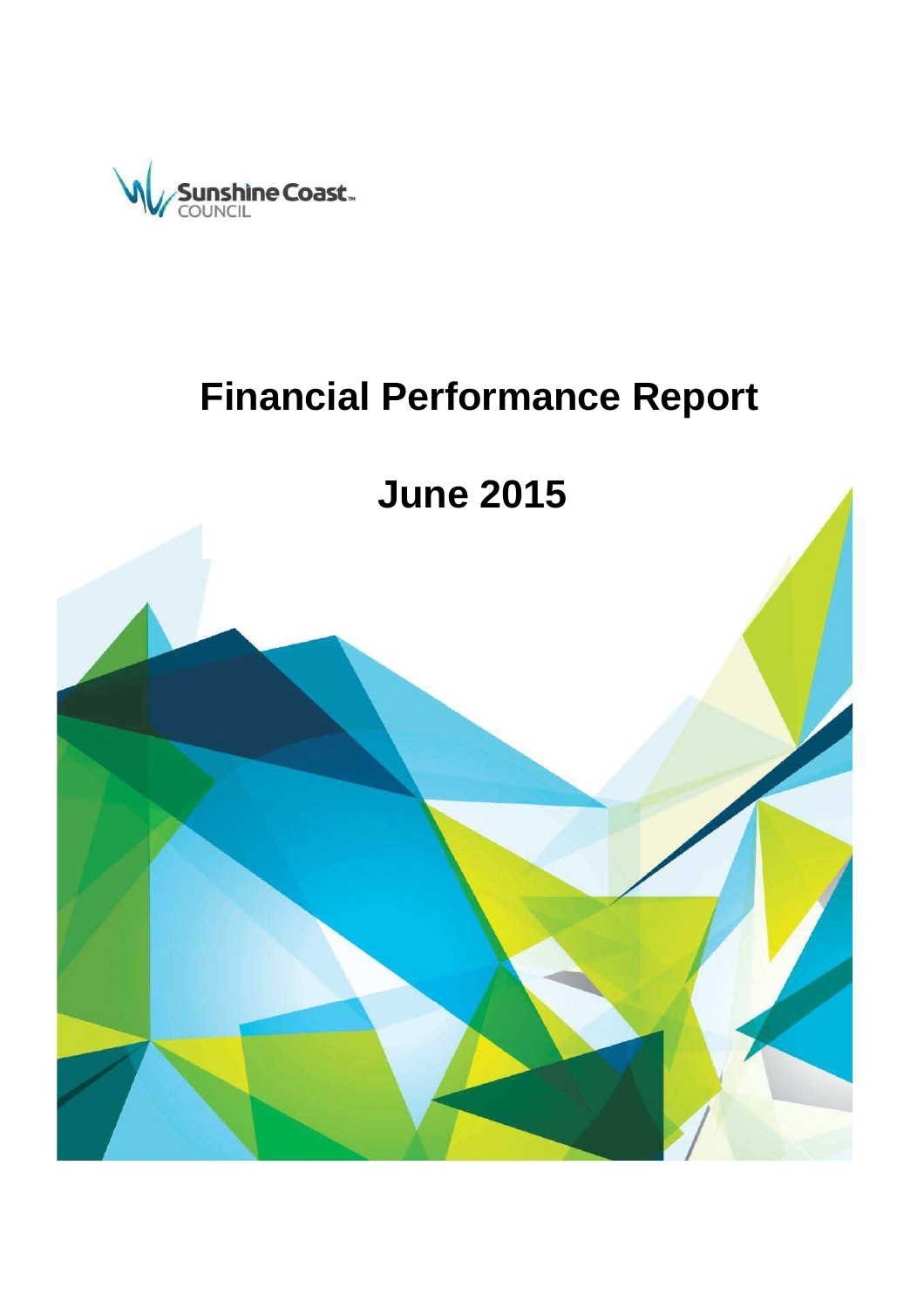Sunshine Coast COUNCIL

# Financial Performance Report

# June 2015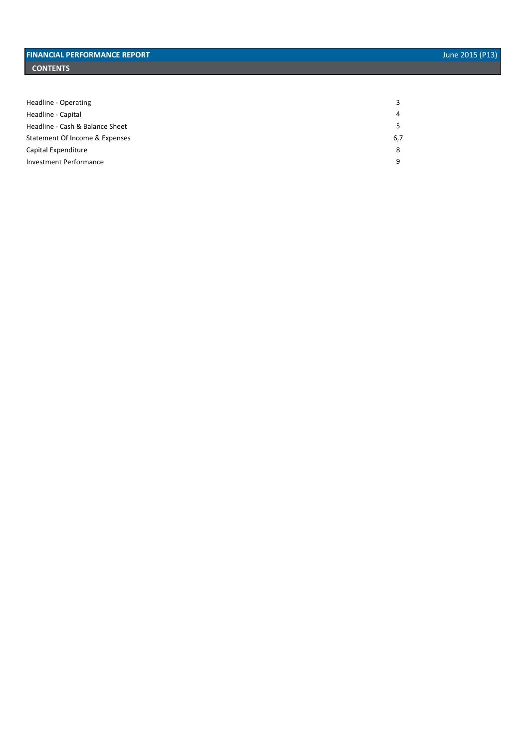# FINANCIAL PERFORMANCE REPORT

June 2015 (P13)

## CONTENTS

| | |
|---|---|
| Headline - Operating | 3 |
| Headline - Capital | 4 |
| Headline - Cash & Balance Sheet | 5 |
| Statement Of Income & Expenses | 6,7 |
| Capital Expenditure | 8 |
| Investment Performance | 9 |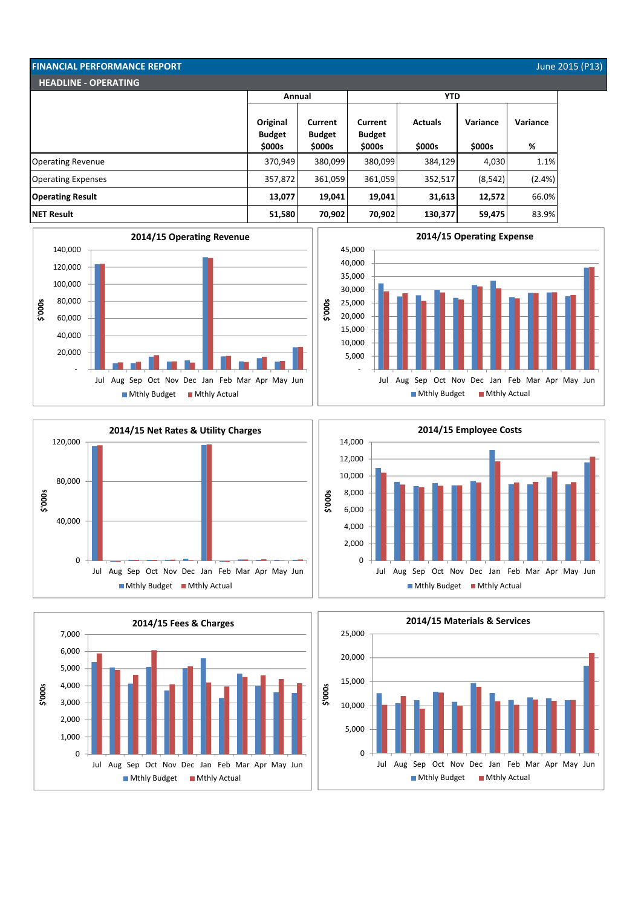# FINANCIAL PERFORMANCE REPORT

June 2015 (P13)

## HEADLINE - OPERATING

| | Annual | | YTD | | | |
|---|---|---|---|---|---|---|
| | Original Budget $000s | Current Budget $000s | Current Budget $000s | Actuals $000s | Variance $000s | Variance % |
| Operating Revenue | 370,949 | 380,099 | 380,099 | 384,129 | 4,030 | 1.1% |
| Operating Expenses | 357,872 | 361,059 | 361,059 | 352,517 | (8,542) | (2.4%) |
| **Operating Result** | **13,077** | **19,041** | **19,041** | **31,613** | **12,572** | 66.0% |
| **NET Result** | **51,580** | **70,902** | **70,902** | **130,377** | **59,475** | 83.9% |

**2014/15 Operating Revenue**

**2014/15 Operating Expense**

**2014/15 Net Rates & Utility Charges**

**2014/15 Employee Costs**

**2014/15 Fees & Charges**

**2014/15 Materials & Services**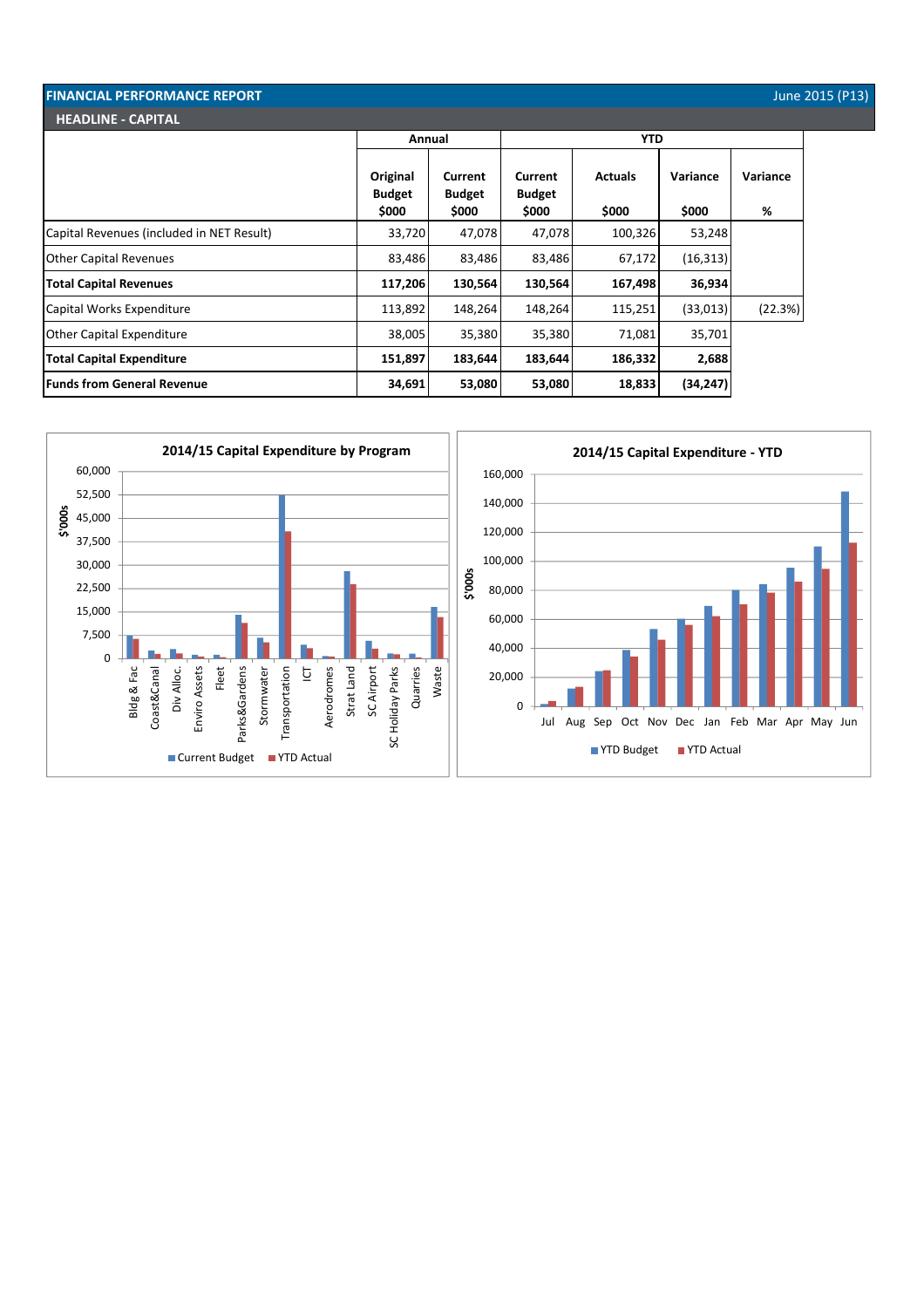## FINANCIAL PERFORMANCE REPORT

June 2015 (P13)

### HEADLINE - CAPITAL

| | Annual | | YTD | | | |
|---|---|---|---|---|---|---|
| | Original Budget $000 | Current Budget $000 | Current Budget $000 | Actuals $000 | Variance $000 | Variance % |
| Capital Revenues (included in NET Result) | 33,720 | 47,078 | 47,078 | 100,326 | 53,248 | |
| Other Capital Revenues | 83,486 | 83,486 | 83,486 | 67,172 | (16,313) | |
| **Total Capital Revenues** | **117,206** | **130,564** | **130,564** | **167,498** | **36,934** | |
| Capital Works Expenditure | 113,892 | 148,264 | 148,264 | 115,251 | (33,013) | (22.3%) |
| Other Capital Expenditure | 38,005 | 35,380 | 35,380 | 71,081 | 35,701 | |
| **Total Capital Expenditure** | **151,897** | **183,644** | **183,644** | **186,332** | **2,688** | |
| **Funds from General Revenue** | **34,691** | **53,080** | **53,080** | **18,833** | **(34,247)** | |

**2014/15 Capital Expenditure by Program**

**2014/15 Capital Expenditure - YTD**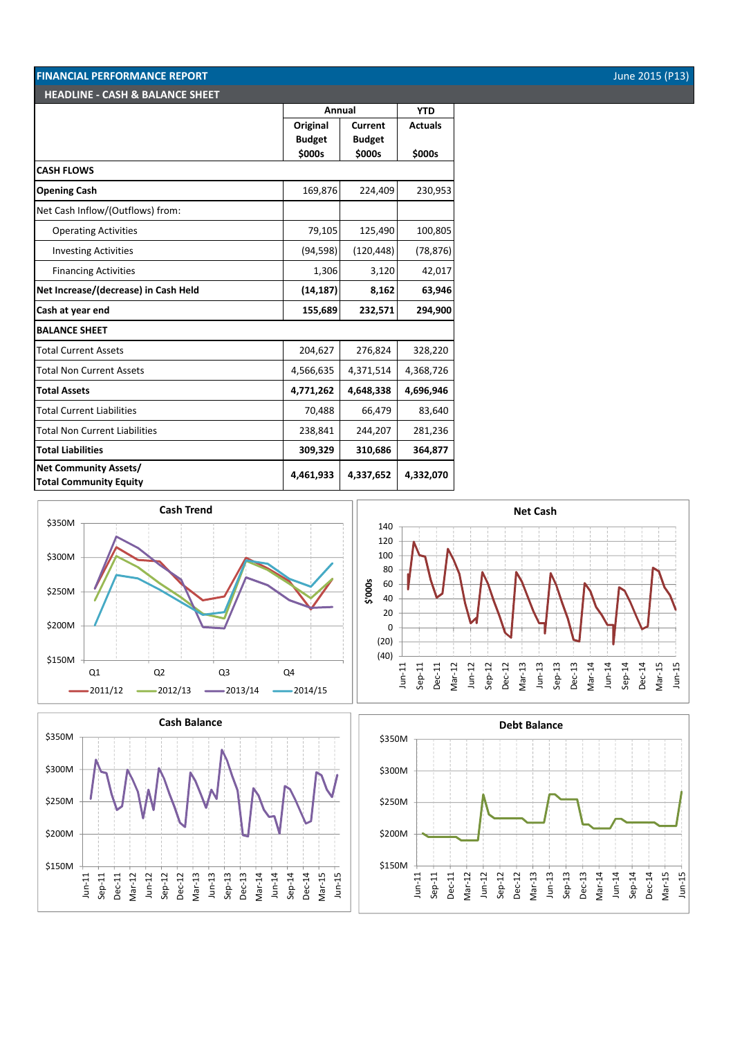## FINANCIAL PERFORMANCE REPORT

June 2015 (P13)

### HEADLINE - CASH & BALANCE SHEET

| | Annual | | YTD |
|---|---|---|---|
| | Original Budget $000s | Current Budget $000s | Actuals $000s |
| **CASH FLOWS** | | | |
| **Opening Cash** | 169,876 | 224,409 | 230,953 |
| Net Cash Inflow/(Outflows) from: | | | |
| Operating Activities | 79,105 | 125,490 | 100,805 |
| Investing Activities | (94,598) | (120,448) | (78,876) |
| Financing Activities | 1,306 | 3,120 | 42,017 |
| **Net Increase/(decrease) in Cash Held** | **(14,187)** | **8,162** | **63,946** |
| **Cash at year end** | **155,689** | **232,571** | **294,900** |
| **BALANCE SHEET** | | | |
| Total Current Assets | 204,627 | 276,824 | 328,220 |
| Total Non Current Assets | 4,566,635 | 4,371,514 | 4,368,726 |
| **Total Assets** | **4,771,262** | **4,648,338** | **4,696,946** |
| Total Current Liabilities | 70,488 | 66,479 | 83,640 |
| Total Non Current Liabilities | 238,841 | 244,207 | 281,236 |
| **Total Liabilities** | **309,329** | **310,686** | **364,877** |
| **Net Community Assets/ Total Community Equity** | **4,461,933** | **4,337,652** | **4,332,070** |

**Cash Trend**

**Net Cash**

**Cash Balance**

**Debt Balance**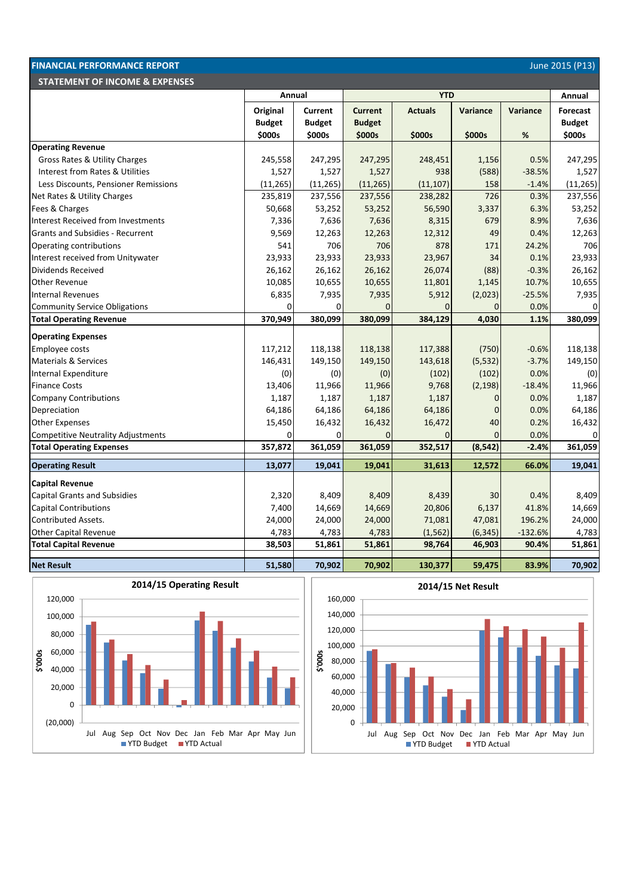## FINANCIAL PERFORMANCE REPORT

June 2015 (P13)

### STATEMENT OF INCOME & EXPENSES

| | Annual | | YTD | | | | Annual |
|---|---|---|---|---|---|---|---|
| | Original Budget $000s | Current Budget $000s | Current Budget $000s | Actuals $000s | Variance $000s | Variance % | Forecast Budget $000s |
| **Operating Revenue** | | | | | | | |
| Gross Rates & Utility Charges | 245,558 | 247,295 | 247,295 | 248,451 | 1,156 | 0.5% | 247,295 |
| Interest from Rates & Utilities | 1,527 | 1,527 | 1,527 | 938 | (588) | -38.5% | 1,527 |
| Less Discounts, Pensioner Remissions | (11,265) | (11,265) | (11,265) | (11,107) | 158 | -1.4% | (11,265) |
| Net Rates & Utility Charges | 235,819 | 237,556 | 237,556 | 238,282 | 726 | 0.3% | 237,556 |
| Fees & Charges | 50,668 | 53,252 | 53,252 | 56,590 | 3,337 | 6.3% | 53,252 |
| Interest Received from Investments | 7,336 | 7,636 | 7,636 | 8,315 | 679 | 8.9% | 7,636 |
| Grants and Subsidies - Recurrent | 9,569 | 12,263 | 12,263 | 12,312 | 49 | 0.4% | 12,263 |
| Operating contributions | 541 | 706 | 706 | 878 | 171 | 24.2% | 706 |
| Interest received from Unitywater | 23,933 | 23,933 | 23,933 | 23,967 | 34 | 0.1% | 23,933 |
| Dividends Received | 26,162 | 26,162 | 26,162 | 26,074 | (88) | -0.3% | 26,162 |
| Other Revenue | 10,085 | 10,655 | 10,655 | 11,801 | 1,145 | 10.7% | 10,655 |
| Internal Revenues | 6,835 | 7,935 | 7,935 | 5,912 | (2,023) | -25.5% | 7,935 |
| Community Service Obligations | 0 | 0 | 0 | 0 | 0 | 0.0% | 0 |
| **Total Operating Revenue** | **370,949** | **380,099** | **380,099** | **384,129** | **4,030** | **1.1%** | **380,099** |
| **Operating Expenses** | | | | | | | |
| Employee costs | 117,212 | 118,138 | 118,138 | 117,388 | (750) | -0.6% | 118,138 |
| Materials & Services | 146,431 | 149,150 | 149,150 | 143,618 | (5,532) | -3.7% | 149,150 |
| Internal Expenditure | (0) | (0) | (0) | (102) | (102) | 0.0% | (0) |
| Finance Costs | 13,406 | 11,966 | 11,966 | 9,768 | (2,198) | -18.4% | 11,966 |
| Company Contributions | 1,187 | 1,187 | 1,187 | 1,187 | 0 | 0.0% | 1,187 |
| Depreciation | 64,186 | 64,186 | 64,186 | 64,186 | 0 | 0.0% | 64,186 |
| Other Expenses | 15,450 | 16,432 | 16,432 | 16,472 | 40 | 0.2% | 16,432 |
| Competitive Neutrality Adjustments | 0 | 0 | 0 | 0 | 0 | 0.0% | 0 |
| **Total Operating Expenses** | **357,872** | **361,059** | **361,059** | **352,517** | **(8,542)** | **-2.4%** | **361,059** |
| **Operating Result** | **13,077** | **19,041** | **19,041** | **31,613** | **12,572** | **66.0%** | **19,041** |
| **Capital Revenue** | | | | | | | |
| Capital Grants and Subsidies | 2,320 | 8,409 | 8,409 | 8,439 | 30 | 0.4% | 8,409 |
| Capital Contributions | 7,400 | 14,669 | 14,669 | 20,806 | 6,137 | 41.8% | 14,669 |
| Contributed Assets. | 24,000 | 24,000 | 24,000 | 71,081 | 47,081 | 196.2% | 24,000 |
| Other Capital Revenue | 4,783 | 4,783 | 4,783 | (1,562) | (6,345) | -132.6% | 4,783 |
| **Total Capital Revenue** | **38,503** | **51,861** | **51,861** | **98,764** | **46,903** | **90.4%** | **51,861** |
| **Net Result** | **51,580** | **70,902** | **70,902** | **130,377** | **59,475** | **83.9%** | **70,902** |

**2014/15 Operating Result**

**2014/15 Net Result**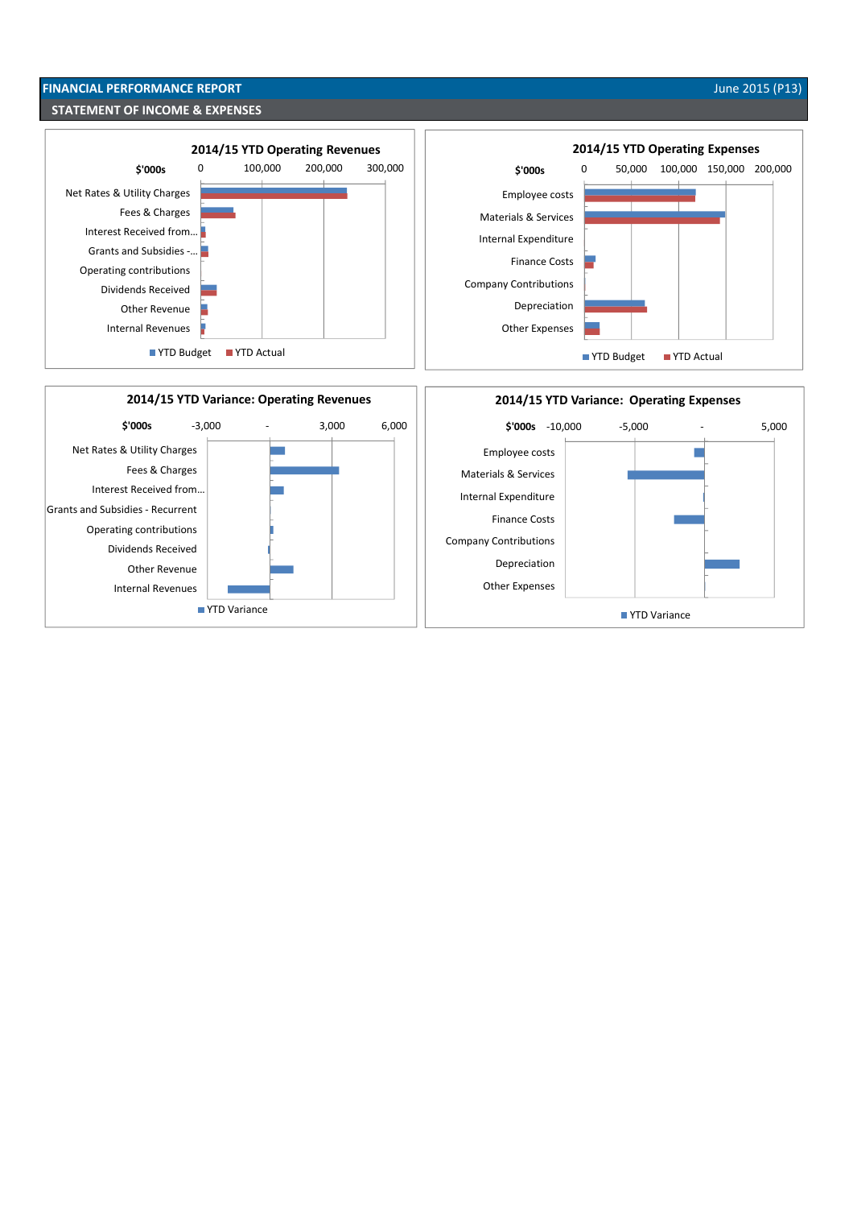**FINANCIAL PERFORMANCE REPORT** June 2015 (P13)

**STATEMENT OF INCOME & EXPENSES**

### 2014/15 YTD Operating Revenues

$'000s — 0, 100,000, 200,000, 300,000

- Net Rates & Utility Charges
- Fees & Charges
- Interest Received from...
- Grants and Subsidies -...
- Operating contributions
- Dividends Received
- Other Revenue
- Internal Revenues

YTD Budget | YTD Actual

### 2014/15 YTD Operating Expenses

$'000s — 0, 50,000, 100,000, 150,000, 200,000

- Employee costs
- Materials & Services
- Internal Expenditure
- Finance Costs
- Company Contributions
- Depreciation
- Other Expenses

YTD Budget | YTD Actual

### 2014/15 YTD Variance: Operating Revenues

$'000s — -3,000, -, 3,000, 6,000

- Net Rates & Utility Charges
- Fees & Charges
- Interest Received from...
- Grants and Subsidies - Recurrent
- Operating contributions
- Dividends Received
- Other Revenue
- Internal Revenues

YTD Variance

### 2014/15 YTD Variance: Operating Expenses

$'000s — -10,000, -5,000, -, 5,000

- Employee costs
- Materials & Services
- Internal Expenditure
- Finance Costs
- Company Contributions
- Depreciation
- Other Expenses

YTD Variance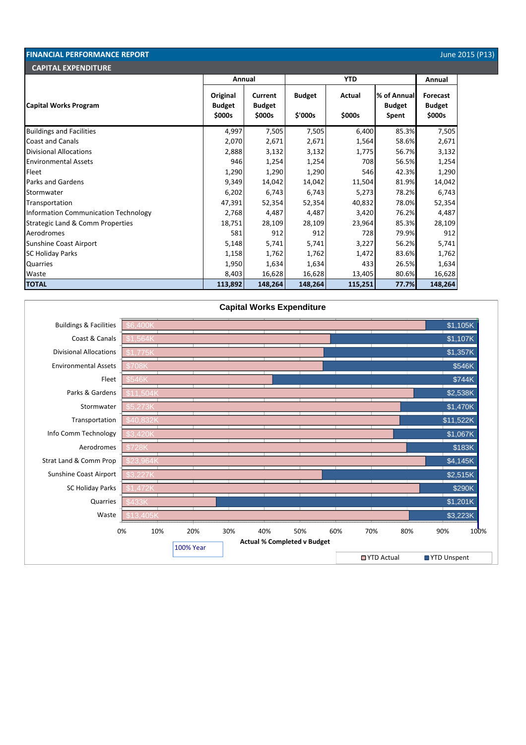## FINANCIAL PERFORMANCE REPORT

June 2015 (P13)

### CAPITAL EXPENDITURE

| Capital Works Program | Annual Original Budget $000s | Annual Current Budget $000s | YTD Budget $'000s | YTD Actual $000s | YTD % of Annual Budget Spent | Annual Forecast Budget $000s |
|---|---|---|---|---|---|---|
| Buildings and Facilities | 4,997 | 7,505 | 7,505 | 6,400 | 85.3% | 7,505 |
| Coast and Canals | 2,070 | 2,671 | 2,671 | 1,564 | 58.6% | 2,671 |
| Divisional Allocations | 2,888 | 3,132 | 3,132 | 1,775 | 56.7% | 3,132 |
| Environmental Assets | 946 | 1,254 | 1,254 | 708 | 56.5% | 1,254 |
| Fleet | 1,290 | 1,290 | 1,290 | 546 | 42.3% | 1,290 |
| Parks and Gardens | 9,349 | 14,042 | 14,042 | 11,504 | 81.9% | 14,042 |
| Stormwater | 6,202 | 6,743 | 6,743 | 5,273 | 78.2% | 6,743 |
| Transportation | 47,391 | 52,354 | 52,354 | 40,832 | 78.0% | 52,354 |
| Information Communication Technology | 2,768 | 4,487 | 4,487 | 3,420 | 76.2% | 4,487 |
| Strategic Land & Comm Properties | 18,751 | 28,109 | 28,109 | 23,964 | 85.3% | 28,109 |
| Aerodromes | 581 | 912 | 912 | 728 | 79.9% | 912 |
| Sunshine Coast Airport | 5,148 | 5,741 | 5,741 | 3,227 | 56.2% | 5,741 |
| SC Holiday Parks | 1,158 | 1,762 | 1,762 | 1,472 | 83.6% | 1,762 |
| Quarries | 1,950 | 1,634 | 1,634 | 433 | 26.5% | 1,634 |
| Waste | 8,403 | 16,628 | 16,628 | 13,405 | 80.6% | 16,628 |
| **TOTAL** | **113,892** | **148,264** | **148,264** | **115,251** | **77.7%** | **148,264** |

### Capital Works Expenditure

| Program | YTD Actual | YTD Unspent |
|---|---|---|
| Buildings & Facilities | $6,400K | $1,105K |
| Coast & Canals | $1,564K | $1,107K |
| Divisional Allocations | $1,775K | $1,357K |
| Environmental Assets | $708K | $546K |
| Fleet | $546K | $744K |
| Parks & Gardens | $11,504K | $2,538K |
| Stormwater | $5,273K | $1,470K |
| Transportation | $40,832K | $11,522K |
| Info Comm Technology | $3,420K | $1,067K |
| Aerodromes | $728K | $183K |
| Strat Land & Comm Prop | $23,964K | $4,145K |
| Sunshine Coast Airport | $3,227K | $2,515K |
| SC Holiday Parks | $1,472K | $290K |
| Quarries | $433K | $1,201K |
| Waste | $13,405K | $3,223K |

Actual % Completed v Budget (0%–100%)

100% Year

YTD Actual / YTD Unspent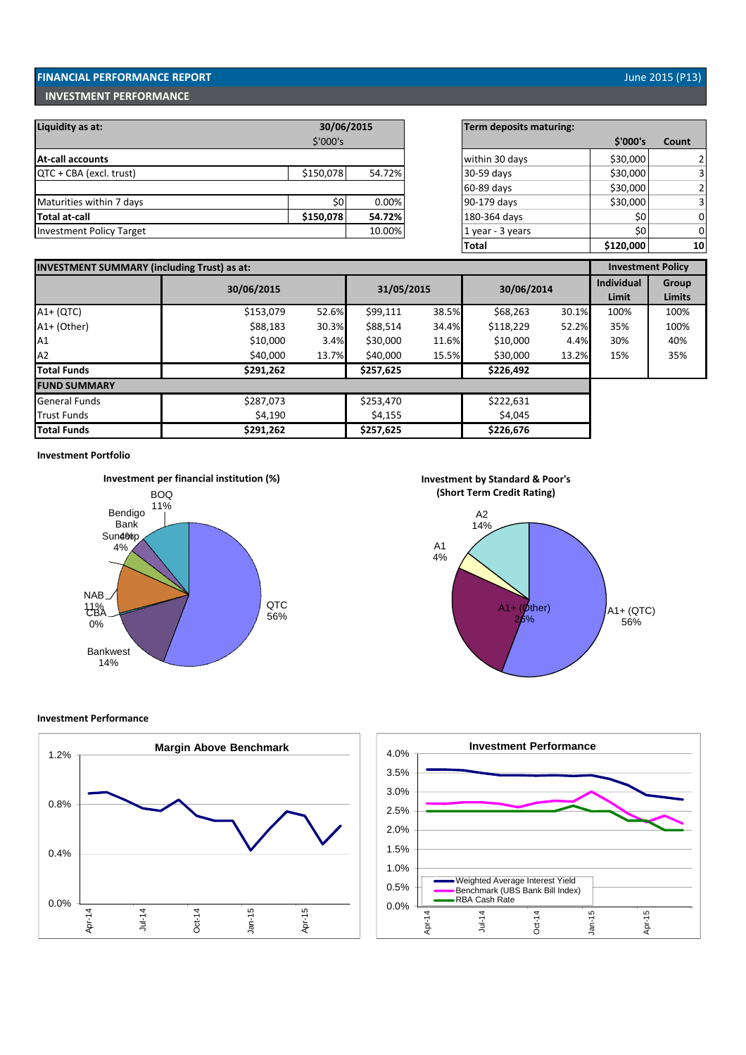## FINANCIAL PERFORMANCE REPORT

June 2015 (P13)

### INVESTMENT PERFORMANCE

| Liquidity as at: | 30/06/2015 | |
|---|---|---|
| | $'000's | |
| **At-call accounts** | | |
| QTC + CBA (excl. trust) | $150,078 | 54.72% |
| | | |
| Maturities within 7 days | $0 | 0.00% |
| **Total at-call** | **$150,078** | **54.72%** |
| Investment Policy Target | | 10.00% |

| Term deposits maturing: | $'000's | Count |
|---|---|---|
| within 30 days | $30,000 | 2 |
| 30-59 days | $30,000 | 3 |
| 60-89 days | $30,000 | 2 |
| 90-179 days | $30,000 | 3 |
| 180-364 days | $0 | 0 |
| 1 year - 3 years | $0 | 0 |
| **Total** | **$120,000** | **10** |

| INVESTMENT SUMMARY (including Trust) as at: | 30/06/2015 | | 31/05/2015 | | 30/06/2014 | | Investment Policy | |
|---|---|---|---|---|---|---|---|---|
| | | | | | | | Individual Limit | Group Limits |
| A1+ (QTC) | $153,079 | 52.6% | $99,111 | 38.5% | $68,263 | 30.1% | 100% | 100% |
| A1+ (Other) | $88,183 | 30.3% | $88,514 | 34.4% | $118,229 | 52.2% | 35% | 100% |
| A1 | $10,000 | 3.4% | $30,000 | 11.6% | $10,000 | 4.4% | 30% | 40% |
| A2 | $40,000 | 13.7% | $40,000 | 15.5% | $30,000 | 13.2% | 15% | 35% |
| **Total Funds** | **$291,262** | | **$257,625** | | **$226,492** | | | |
| **FUND SUMMARY** | | | | | | | | |
| General Funds | $287,073 | | $253,470 | | $222,631 | | | |
| Trust Funds | $4,190 | | $4,155 | | $4,045 | | | |
| **Total Funds** | **$291,262** | | **$257,625** | | **$226,676** | | | |

**Investment Portfolio**

**Investment per financial institution (%)**

BOQ 11%
Bendigo Bank 4%
Suncorp 4%
NAB 11%
CBA 0%
Bankwest 14%
QTC 56%

**Investment by Standard & Poor's (Short Term Credit Rating)**

A2 14%
A1 4%
A1+ (Other) 26%
A1+ (QTC) 56%

**Investment Performance**

**Margin Above Benchmark**

1.2%
0.8%
0.4%
0.0%
Apr-14 Jul-14 Oct-14 Jan-15 Apr-15

**Investment Performance**

4.0%
3.5%
3.0%
2.5%
2.0%
1.5%
1.0%
0.5%
0.0%
Apr-14 Jul-14 Oct-14 Jan-15 Apr-15

Weighted Average Interest Yield
Benchmark (UBS Bank Bill Index)
RBA Cash Rate